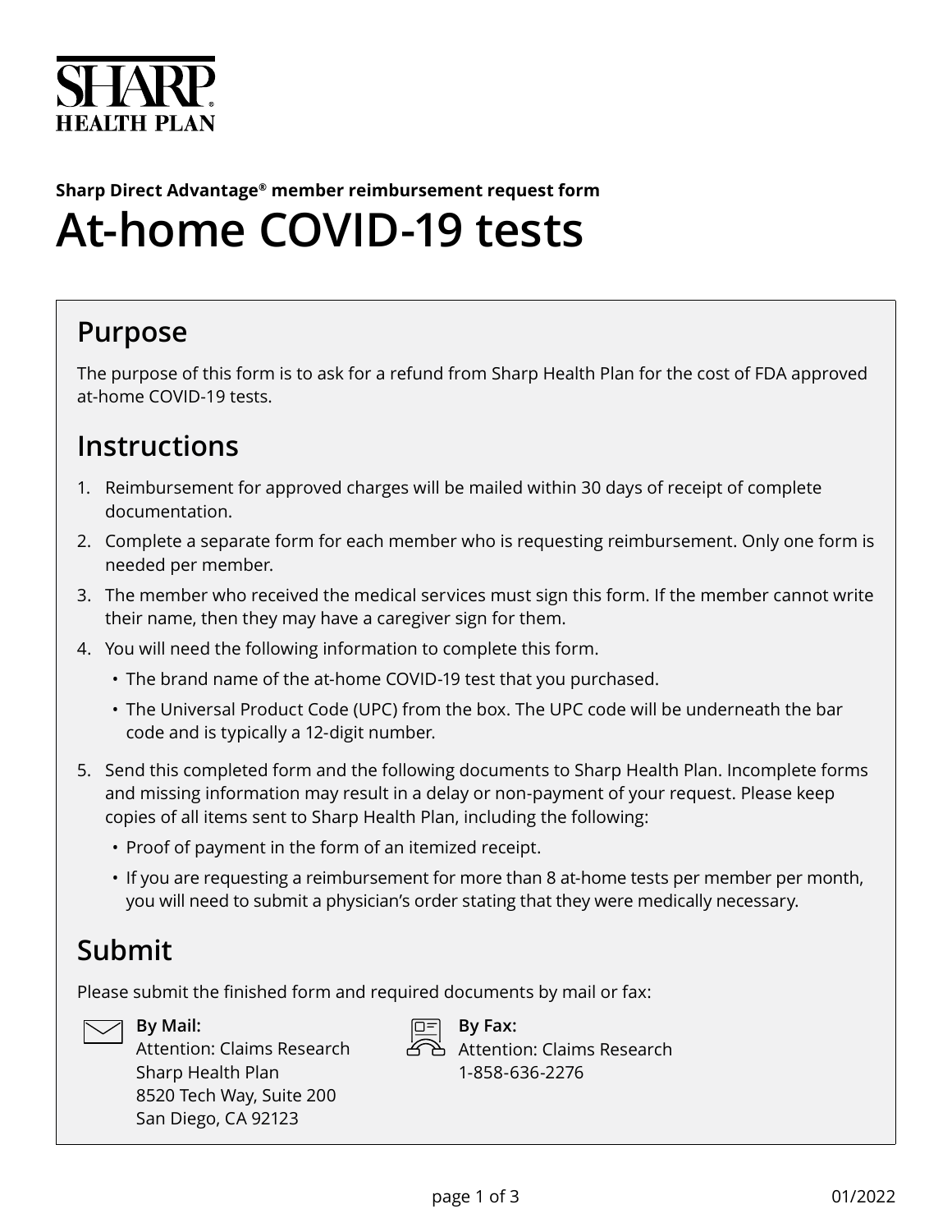SHARP HEALTH PLAN

**Sharp Direct Advantage® member reimbursement request form**

# At-home COVID-19 tests

## Purpose

The purpose of this form is to ask for a refund from Sharp Health Plan for the cost of FDA approved at-home COVID-19 tests.

## Instructions

1. Reimbursement for approved charges will be mailed within 30 days of receipt of complete documentation.
2. Complete a separate form for each member who is requesting reimbursement. Only one form is needed per member.
3. The member who received the medical services must sign this form. If the member cannot write their name, then they may have a caregiver sign for them.
4. You will need the following information to complete this form.
   - The brand name of the at-home COVID-19 test that you purchased.
   - The Universal Product Code (UPC) from the box. The UPC code will be underneath the bar code and is typically a 12-digit number.
5. Send this completed form and the following documents to Sharp Health Plan. Incomplete forms and missing information may result in a delay or non-payment of your request. Please keep copies of all items sent to Sharp Health Plan, including the following:
   - Proof of payment in the form of an itemized receipt.
   - If you are requesting a reimbursement for more than 8 at-home tests per member per month, you will need to submit a physician's order stating that they were medically necessary.

## Submit

Please submit the finished form and required documents by mail or fax:

**By Mail:**
Attention: Claims Research
Sharp Health Plan
8520 Tech Way, Suite 200
San Diego, CA 92123

**By Fax:**
Attention: Claims Research
1-858-636-2276

01/2022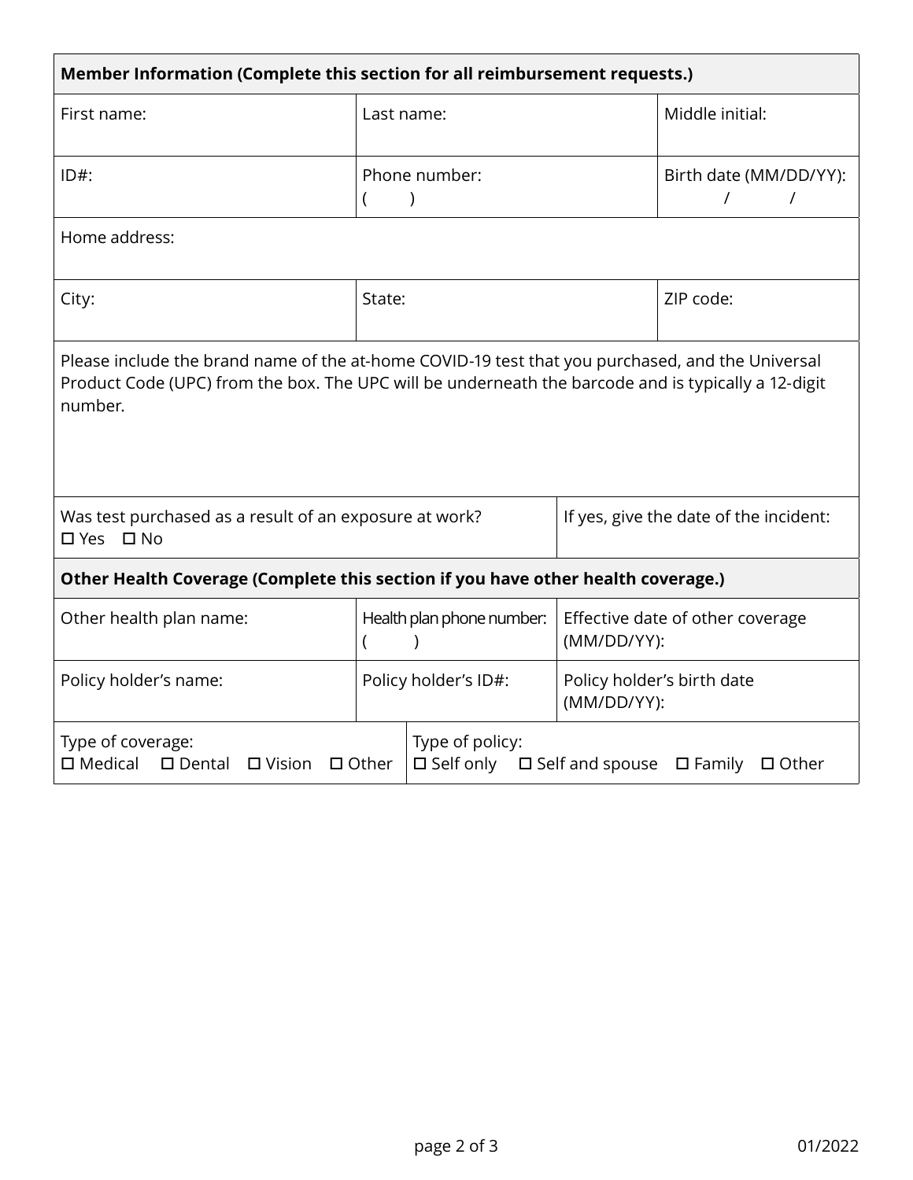| **Member Information (Complete this section for all reimbursement requests.)** | | |
|---|---|---|
| First name: | Last name: | Middle initial: |
| ID#: | Phone number: ( ) | Birth date (MM/DD/YY): / / |
| Home address: | | |
| City: | State: | ZIP code: |
| Please include the brand name of the at-home COVID-19 test that you purchased, and the Universal Product Code (UPC) from the box. The UPC will be underneath the barcode and is typically a 12-digit number. | | |
| Was test purchased as a result of an exposure at work? ☐ Yes ☐ No | | If yes, give the date of the incident: |

| **Other Health Coverage (Complete this section if you have other health coverage.)** | | |
|---|---|---|
| Other health plan name: | Health plan phone number: ( ) | Effective date of other coverage (MM/DD/YY): |
| Policy holder's name: | Policy holder's ID#: | Policy holder's birth date (MM/DD/YY): |
| Type of coverage: ☐ Medical ☐ Dental ☐ Vision ☐ Other | Type of policy: ☐ Self only ☐ Self and spouse ☐ Family ☐ Other | |

01/2022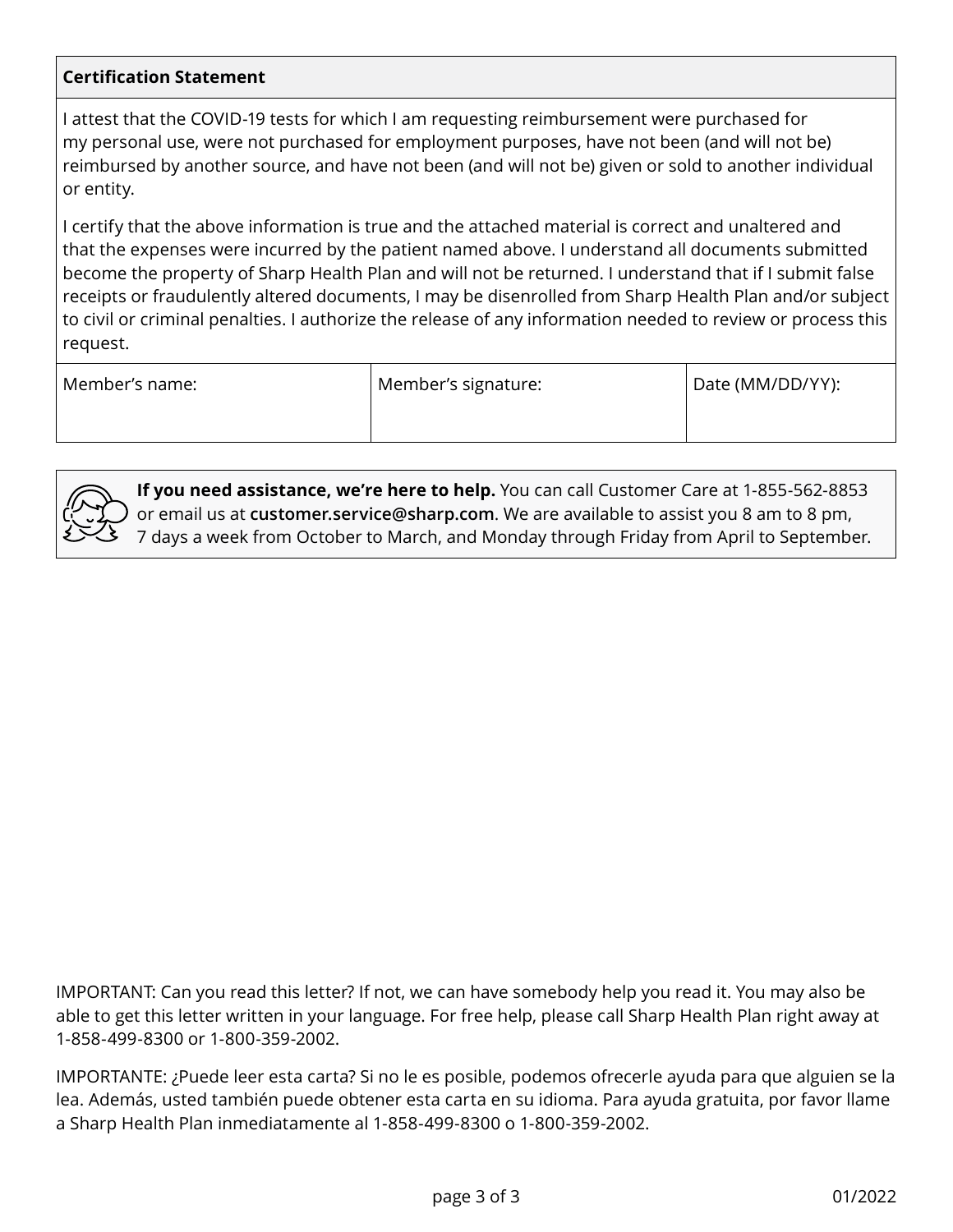## Certification Statement

I attest that the COVID-19 tests for which I am requesting reimbursement were purchased for my personal use, were not purchased for employment purposes, have not been (and will not be) reimbursed by another source, and have not been (and will not be) given or sold to another individual or entity.

I certify that the above information is true and the attached material is correct and unaltered and that the expenses were incurred by the patient named above. I understand all documents submitted become the property of Sharp Health Plan and will not be returned. I understand that if I submit false receipts or fraudulently altered documents, I may be disenrolled from Sharp Health Plan and/or subject to civil or criminal penalties. I authorize the release of any information needed to review or process this request.

| Member's name: | Member's signature: | Date (MM/DD/YY): |
|---|---|---|
| | | |

**If you need assistance, we're here to help.** You can call Customer Care at 1-855-562-8853 or email us at **customer.service@sharp.com**. We are available to assist you 8 am to 8 pm, 7 days a week from October to March, and Monday through Friday from April to September.

IMPORTANT: Can you read this letter? If not, we can have somebody help you read it. You may also be able to get this letter written in your language. For free help, please call Sharp Health Plan right away at 1-858-499-8300 or 1-800-359-2002.

IMPORTANTE: ¿Puede leer esta carta? Si no le es posible, podemos ofrecerle ayuda para que alguien se la lea. Además, usted también puede obtener esta carta en su idioma. Para ayuda gratuita, por favor llame a Sharp Health Plan inmediatamente al 1-858-499-8300 o 1-800-359-2002.

01/2022